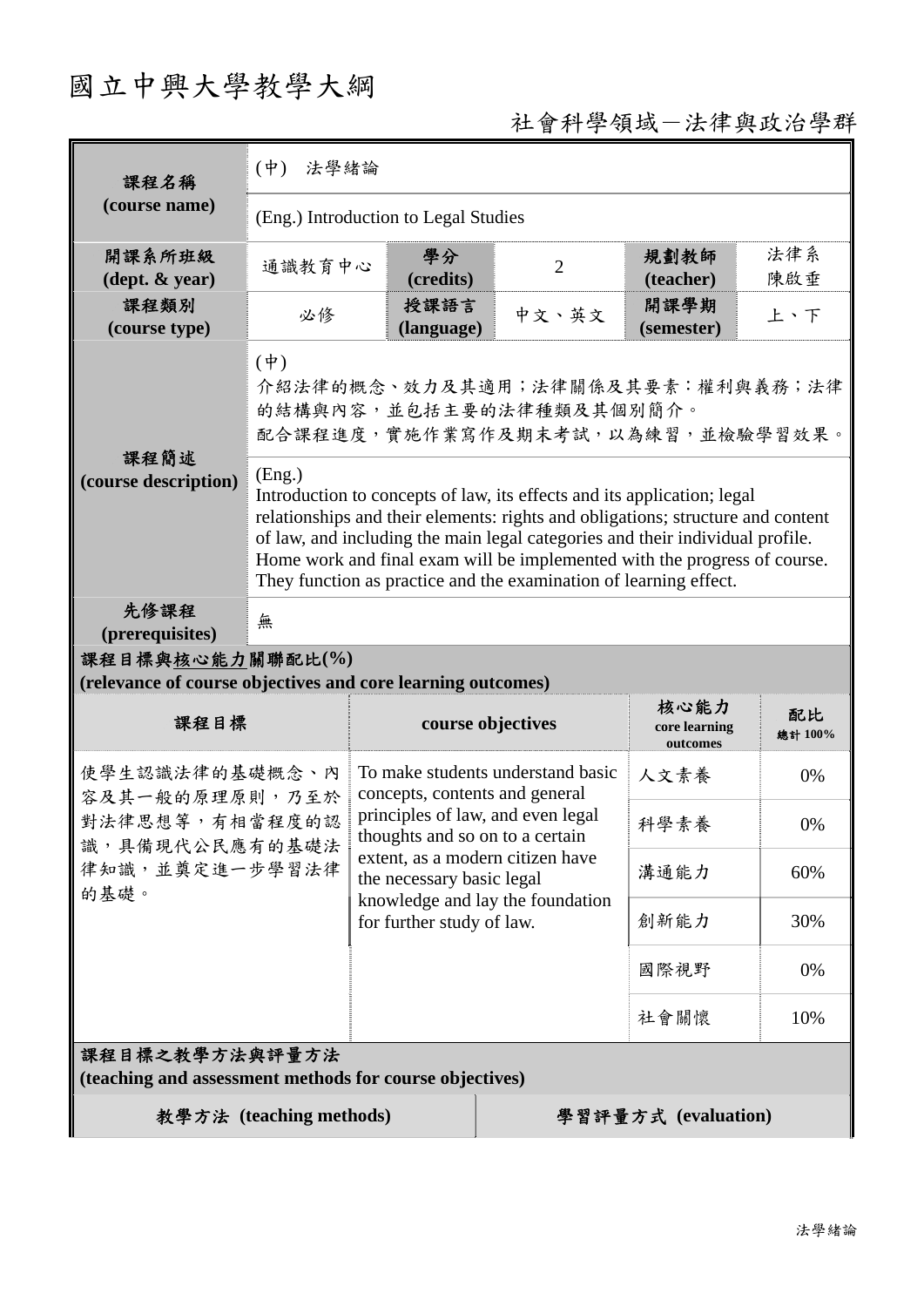# 國立中興大學教學大綱

社會科學領域－法律與政治學群

| 課程名稱 (course name) | (中) 法學緒論 | | | | |
|---|---|---|---|---|---|
| | (Eng.) Introduction to Legal Studies | | | | |
| 開課系所班級 (dept. & year) | 通識教育中心 | 學分 (credits) | 2 | 規劃教師 (teacher) | 法律系 陳啟垂 |
| 課程類別 (course type) | 必修 | 授課語言 (language) | 中文、英文 | 開課學期 (semester) | 上、下 |
| 課程簡述 (course description) | (中)<br>介紹法律的概念、效力及其適用；法律關係及其要素：權利與義務；法律的結構與內容，並包括主要的法律種類及其個別簡介。<br>配合課程進度，實施作業寫作及期末考試，以為練習，並檢驗學習效果。 | | | | |
| | (Eng.)<br>Introduction to concepts of law, its effects and its application; legal relationships and their elements: rights and obligations; structure and content of law, and including the main legal categories and their individual profile. Home work and final exam will be implemented with the progress of course. They function as practice and the examination of learning effect. | | | | |
| 先修課程 (prerequisites) | 無 | | | | |

**課程目標與核心能力關聯配比(%)**
**(relevance of course objectives and core learning outcomes)**

| 課程目標 | course objectives | 核心能力 core learning outcomes | 配比 總計 100% |
|---|---|---|---|
| 使學生認識法律的基礎概念、內容及其一般的原理原則，乃至於對法律思想等，有相當程度的認識，具備現代公民應有的基礎法律知識，並奠定進一步學習法律的基礎。 | To make students understand basic concepts, contents and general principles of law, and even legal thoughts and so on to a certain extent, as a modern citizen have the necessary basic legal knowledge and lay the foundation for further study of law. | 人文素養 | 0% |
| | | 科學素養 | 0% |
| | | 溝通能力 | 60% |
| | | 創新能力 | 30% |
| | | 國際視野 | 0% |
| | | 社會關懷 | 10% |

**課程目標之教學方法與評量方法**
**(teaching and assessment methods for course objectives)**

| 教學方法 (teaching methods) | 學習評量方式 (evaluation) |
|---|---|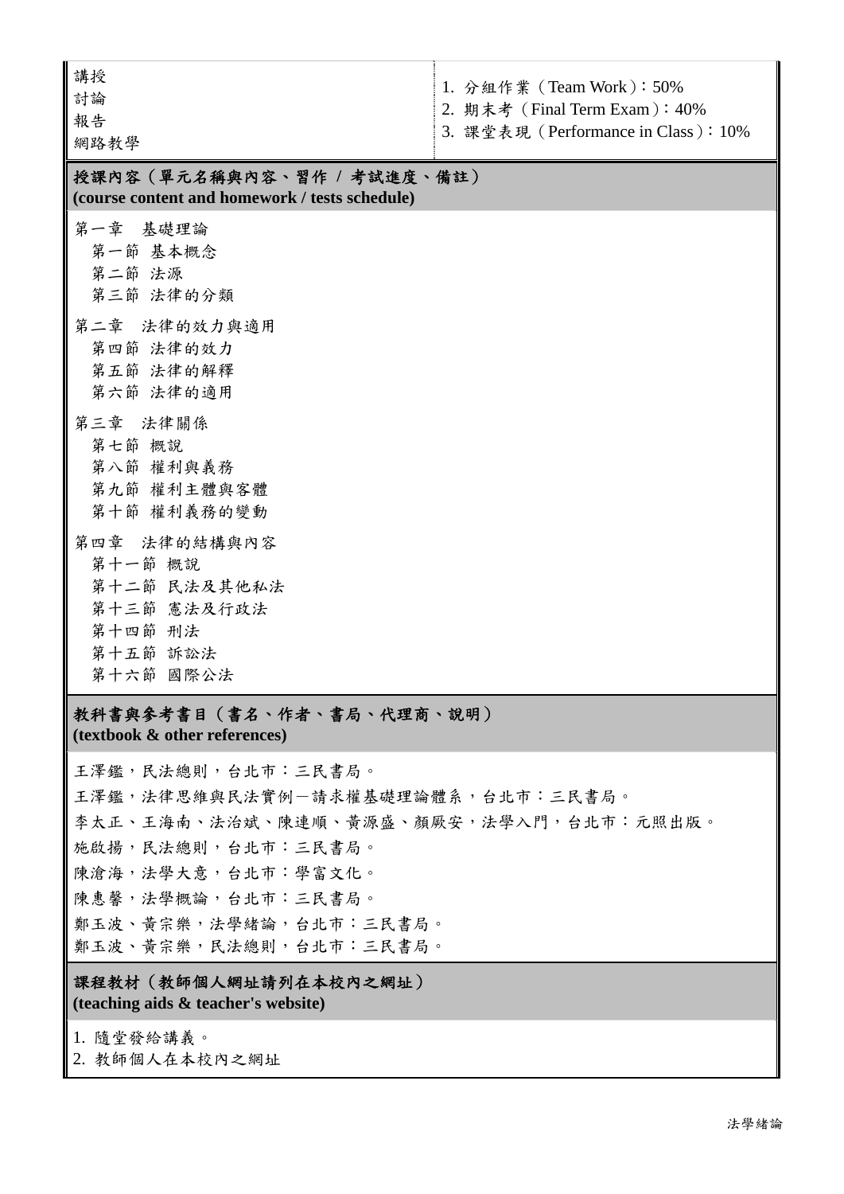| 講授<br>討論<br>報告<br>網路教學 | 1. 分組作業（Team Work）：50%<br>2. 期末考（Final Term Exam）：40%<br>3. 課堂表現（Performance in Class）：10% |
| --- | --- |

**授課內容（單元名稱與內容、習作 / 考試進度、備註）**
**(course content and homework / tests schedule)**

第一章　基礎理論
- 第一節 基本概念
- 第二節 法源
- 第三節 法律的分類

第二章　法律的效力與適用
- 第四節 法律的效力
- 第五節 法律的解釋
- 第六節 法律的適用

第三章　法律關係
- 第七節 概說
- 第八節 權利與義務
- 第九節 權利主體與客體
- 第十節 權利義務的變動

第四章　法律的結構與內容
- 第十一節 概說
- 第十二節 民法及其他私法
- 第十三節 憲法及行政法
- 第十四節 刑法
- 第十五節 訴訟法
- 第十六節 國際公法

**教科書與參考書目（書名、作者、書局、代理商、說明）**
**(textbook & other references)**

王澤鑑，民法總則，台北市：三民書局。
王澤鑑，法律思維與民法實例－請求權基礎理論體系，台北市：三民書局。
李太正、王海南、法治斌、陳連順、黃源盛、顏厥安，法學入門，台北市：元照出版。
施啟揚，民法總則，台北市：三民書局。
陳滄海，法學大意，台北市：學富文化。
陳惠馨，法學概論，台北市：三民書局。
鄭玉波、黃宗樂，法學緒論，台北市：三民書局。
鄭玉波、黃宗樂，民法總則，台北市：三民書局。

**課程教材（教師個人網址請列在本校內之網址）**
**(teaching aids & teacher's website)**

1. 隨堂發給講義。
2. 教師個人在本校內之網址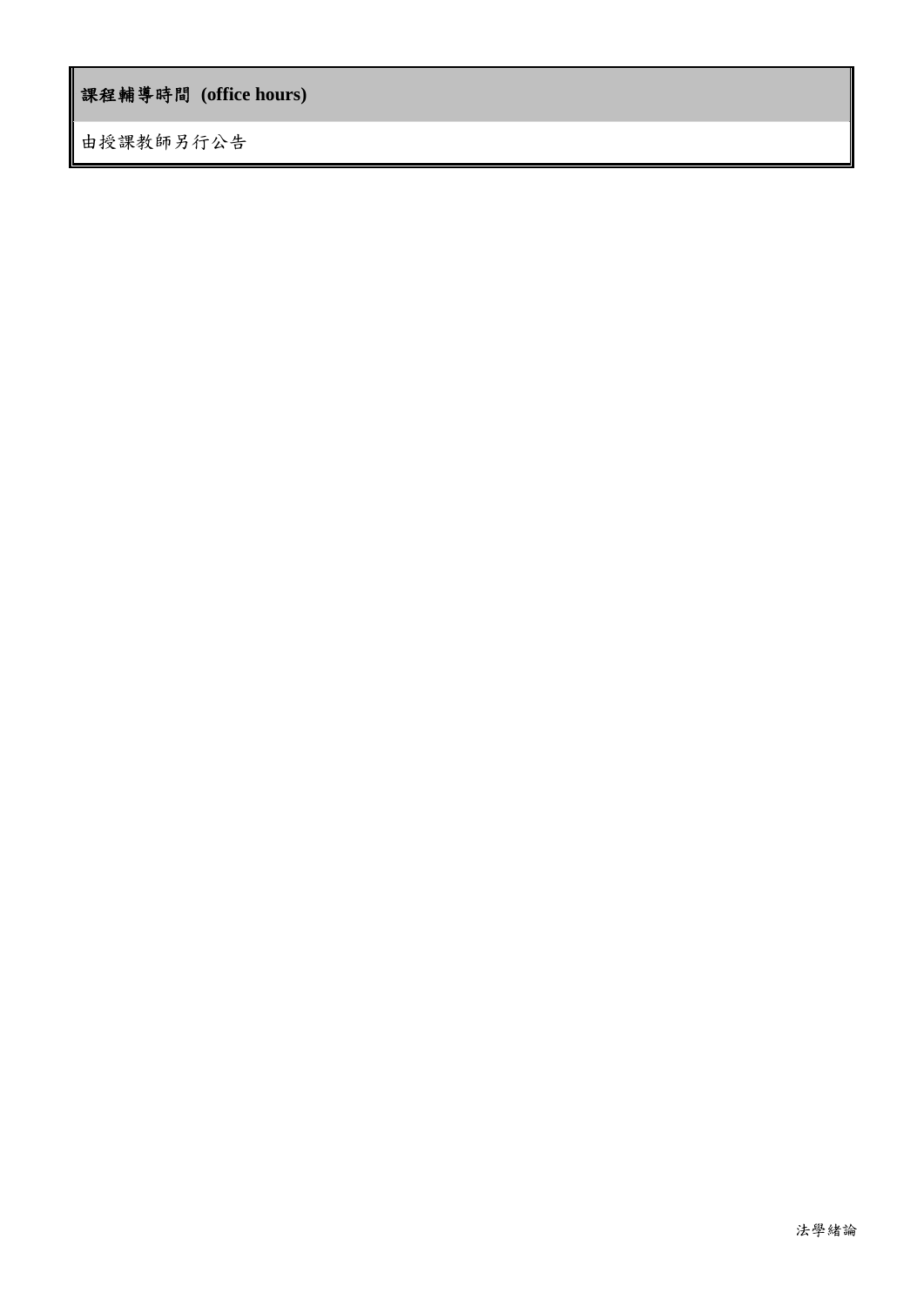## 課程輔導時間 (office hours)

由授課教師另行公告